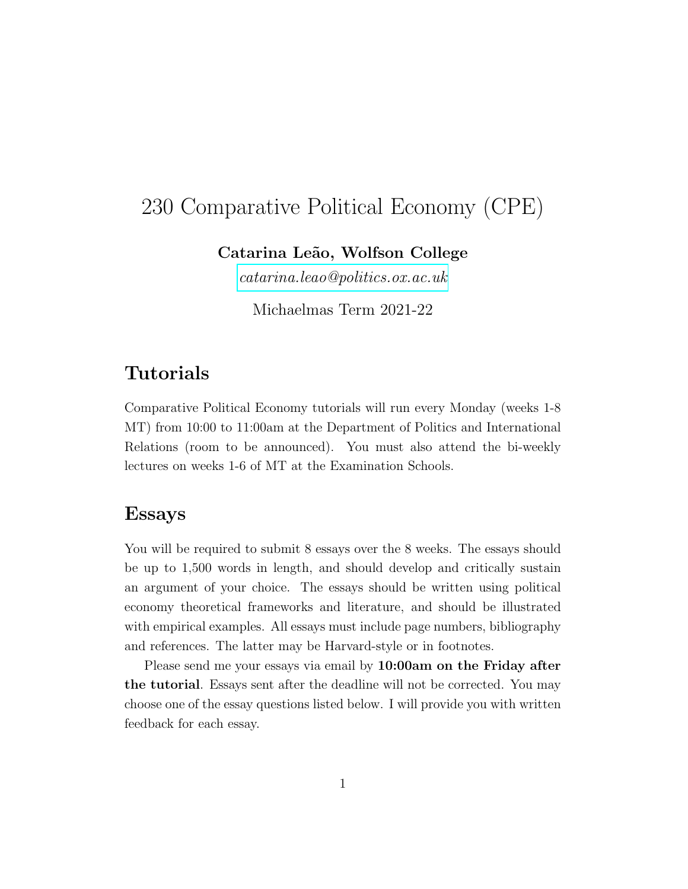# 230 Comparative Political Economy (CPE)

**Catarina Leão, Wolfson College**

*catarina.leao@politics.ox.ac.uk*

Michaelmas Term 2021-22

## Tutorials

Comparative Political Economy tutorials will run every Monday (weeks 1-8 MT) from 10:00 to 11:00am at the Department of Politics and International Relations (room to be announced). You must also attend the bi-weekly lectures on weeks 1-6 of MT at the Examination Schools.

## Essays

You will be required to submit 8 essays over the 8 weeks. The essays should be up to 1,500 words in length, and should develop and critically sustain an argument of your choice. The essays should be written using political economy theoretical frameworks and literature, and should be illustrated with empirical examples. All essays must include page numbers, bibliography and references. The latter may be Harvard-style or in footnotes.

Please send me your essays via email by **10:00am on the Friday after the tutorial**. Essays sent after the deadline will not be corrected. You may choose one of the essay questions listed below. I will provide you with written feedback for each essay.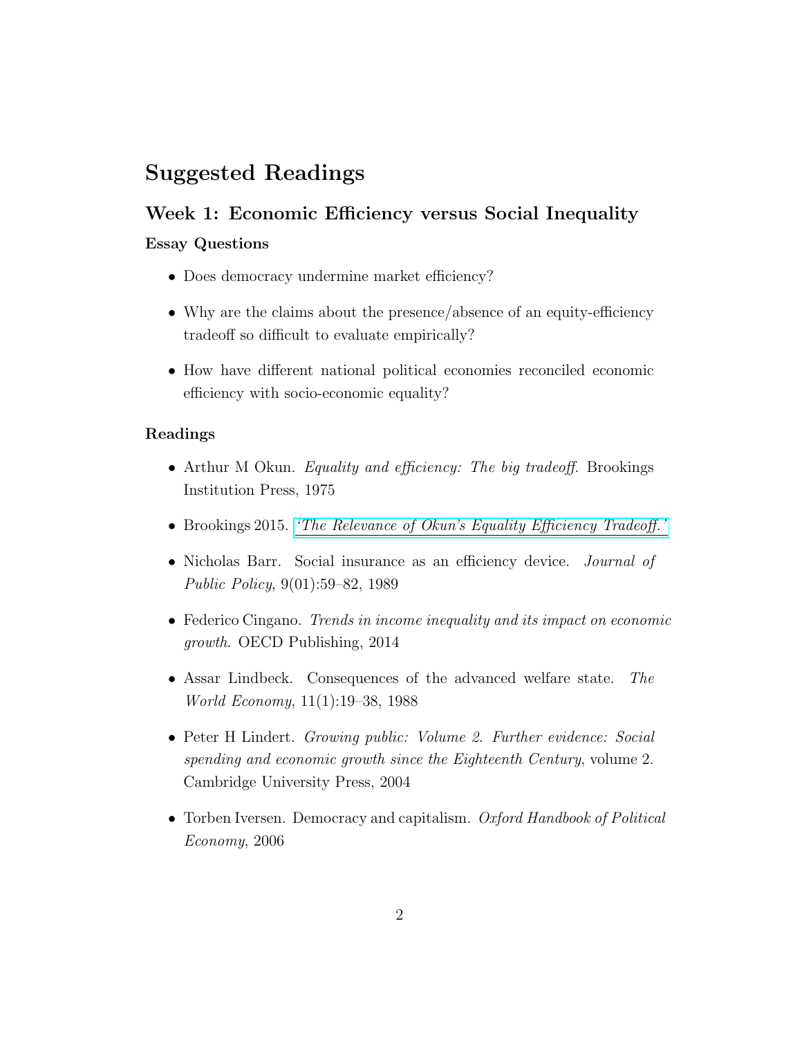# Suggested Readings

## Week 1: Economic Efficiency versus Social Inequality

### Essay Questions

- Does democracy undermine market efficiency?
- Why are the claims about the presence/absence of an equity-efficiency tradeoff so difficult to evaluate empirically?
- How have different national political economies reconciled economic efficiency with socio-economic equality?

### Readings

- Arthur M Okun. *Equality and efficiency: The big tradeoff*. Brookings Institution Press, 1975
- Brookings 2015. *'The Relevance of Okun's Equality Efficiency Tradeoff.'*
- Nicholas Barr. Social insurance as an efficiency device. *Journal of Public Policy*, 9(01):59–82, 1989
- Federico Cingano. *Trends in income inequality and its impact on economic growth*. OECD Publishing, 2014
- Assar Lindbeck. Consequences of the advanced welfare state. *The World Economy*, 11(1):19–38, 1988
- Peter H Lindert. *Growing public: Volume 2. Further evidence: Social spending and economic growth since the Eighteenth Century*, volume 2. Cambridge University Press, 2004
- Torben Iversen. Democracy and capitalism. *Oxford Handbook of Political Economy*, 2006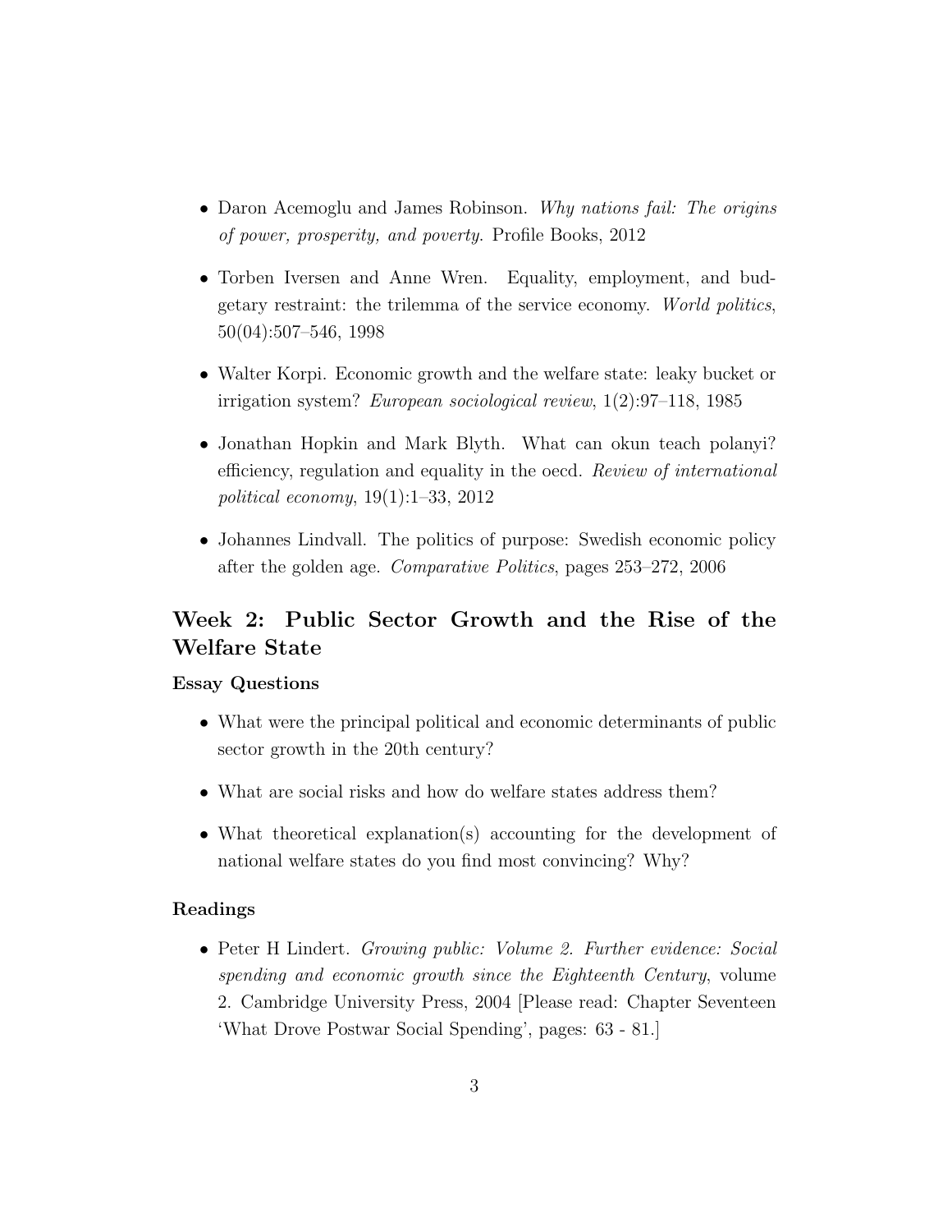- Daron Acemoglu and James Robinson. *Why nations fail: The origins of power, prosperity, and poverty.* Profile Books, 2012

- Torben Iversen and Anne Wren. Equality, employment, and budgetary restraint: the trilemma of the service economy. *World politics*, 50(04):507–546, 1998

- Walter Korpi. Economic growth and the welfare state: leaky bucket or irrigation system? *European sociological review*, 1(2):97–118, 1985

- Jonathan Hopkin and Mark Blyth. What can okun teach polanyi? efficiency, regulation and equality in the oecd. *Review of international political economy*, 19(1):1–33, 2012

- Johannes Lindvall. The politics of purpose: Swedish economic policy after the golden age. *Comparative Politics*, pages 253–272, 2006

## Week 2: Public Sector Growth and the Rise of the Welfare State

### Essay Questions

- What were the principal political and economic determinants of public sector growth in the 20th century?

- What are social risks and how do welfare states address them?

- What theoretical explanation(s) accounting for the development of national welfare states do you find most convincing? Why?

### Readings

- Peter H Lindert. *Growing public: Volume 2. Further evidence: Social spending and economic growth since the Eighteenth Century*, volume 2. Cambridge University Press, 2004 [Please read: Chapter Seventeen 'What Drove Postwar Social Spending', pages: 63 - 81.]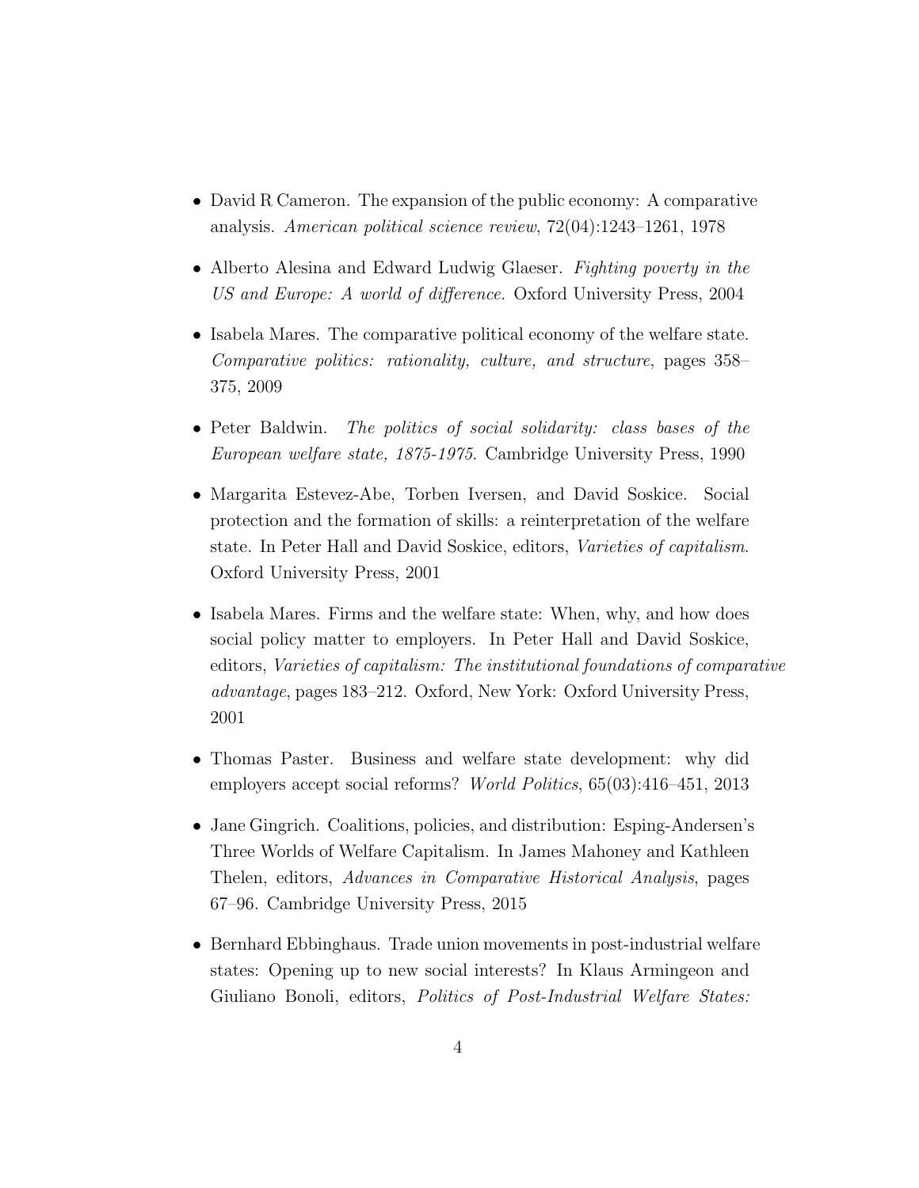- David R Cameron. The expansion of the public economy: A comparative analysis. *American political science review*, 72(04):1243–1261, 1978

- Alberto Alesina and Edward Ludwig Glaeser. *Fighting poverty in the US and Europe: A world of difference*. Oxford University Press, 2004

- Isabela Mares. The comparative political economy of the welfare state. *Comparative politics: rationality, culture, and structure*, pages 358–375, 2009

- Peter Baldwin. *The politics of social solidarity: class bases of the European welfare state, 1875-1975*. Cambridge University Press, 1990

- Margarita Estevez-Abe, Torben Iversen, and David Soskice. Social protection and the formation of skills: a reinterpretation of the welfare state. In Peter Hall and David Soskice, editors, *Varieties of capitalism*. Oxford University Press, 2001

- Isabela Mares. Firms and the welfare state: When, why, and how does social policy matter to employers. In Peter Hall and David Soskice, editors, *Varieties of capitalism: The institutional foundations of comparative advantage*, pages 183–212. Oxford, New York: Oxford University Press, 2001

- Thomas Paster. Business and welfare state development: why did employers accept social reforms? *World Politics*, 65(03):416–451, 2013

- Jane Gingrich. Coalitions, policies, and distribution: Esping-Andersen's Three Worlds of Welfare Capitalism. In James Mahoney and Kathleen Thelen, editors, *Advances in Comparative Historical Analysis*, pages 67–96. Cambridge University Press, 2015

- Bernhard Ebbinghaus. Trade union movements in post-industrial welfare states: Opening up to new social interests? In Klaus Armingeon and Giuliano Bonoli, editors, *Politics of Post-Industrial Welfare States:*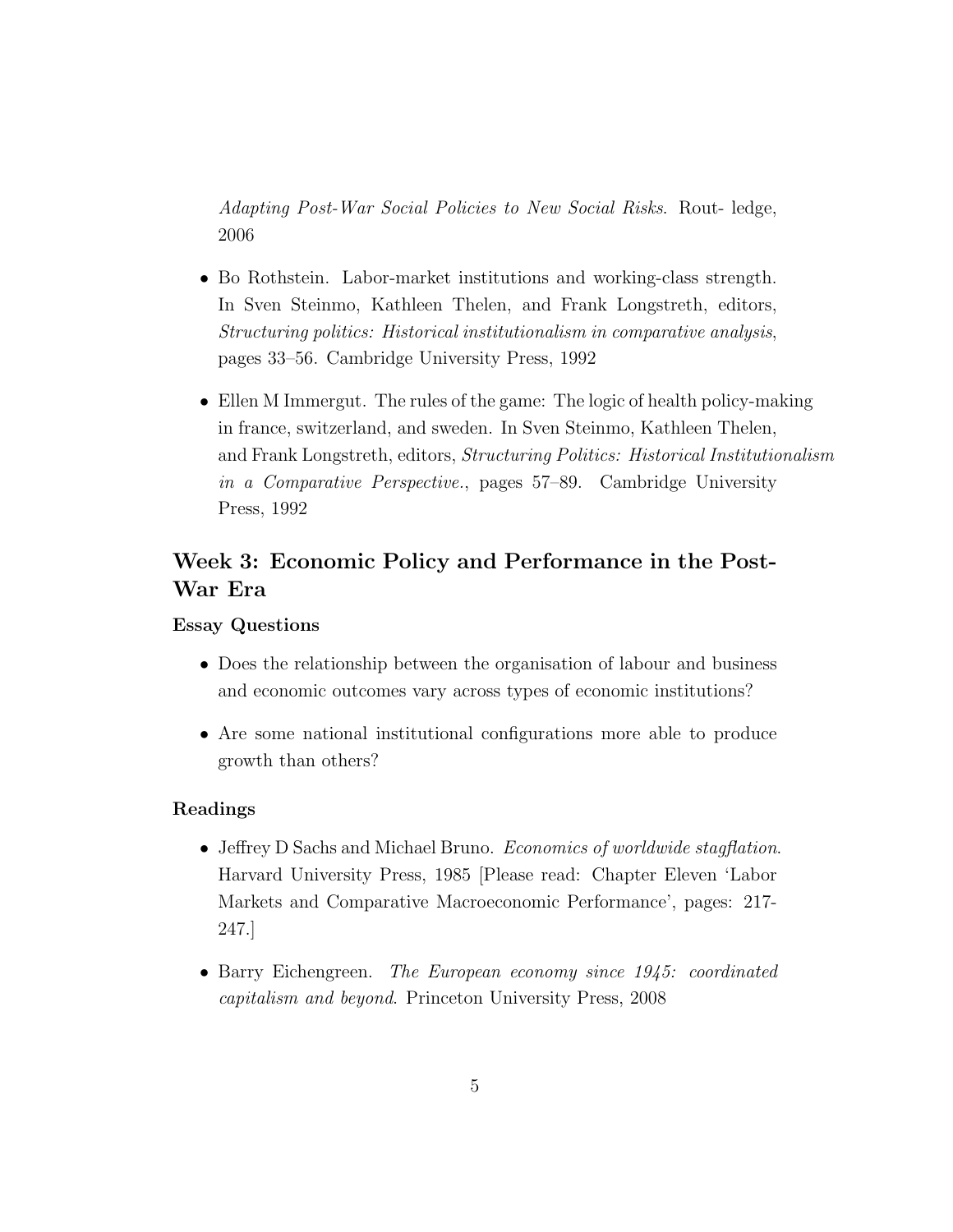*Adapting Post-War Social Policies to New Social Risks*. Rout- ledge, 2006

- Bo Rothstein. Labor-market institutions and working-class strength. In Sven Steinmo, Kathleen Thelen, and Frank Longstreth, editors, *Structuring politics: Historical institutionalism in comparative analysis*, pages 33–56. Cambridge University Press, 1992

- Ellen M Immergut. The rules of the game: The logic of health policy-making in france, switzerland, and sweden. In Sven Steinmo, Kathleen Thelen, and Frank Longstreth, editors, *Structuring Politics: Historical Institutionalism in a Comparative Perspective.*, pages 57–89. Cambridge University Press, 1992

## Week 3: Economic Policy and Performance in the Post-War Era

### Essay Questions

- Does the relationship between the organisation of labour and business and economic outcomes vary across types of economic institutions?

- Are some national institutional configurations more able to produce growth than others?

### Readings

- Jeffrey D Sachs and Michael Bruno. *Economics of worldwide stagflation*. Harvard University Press, 1985 [Please read: Chapter Eleven 'Labor Markets and Comparative Macroeconomic Performance', pages: 217-247.]

- Barry Eichengreen. *The European economy since 1945: coordinated capitalism and beyond*. Princeton University Press, 2008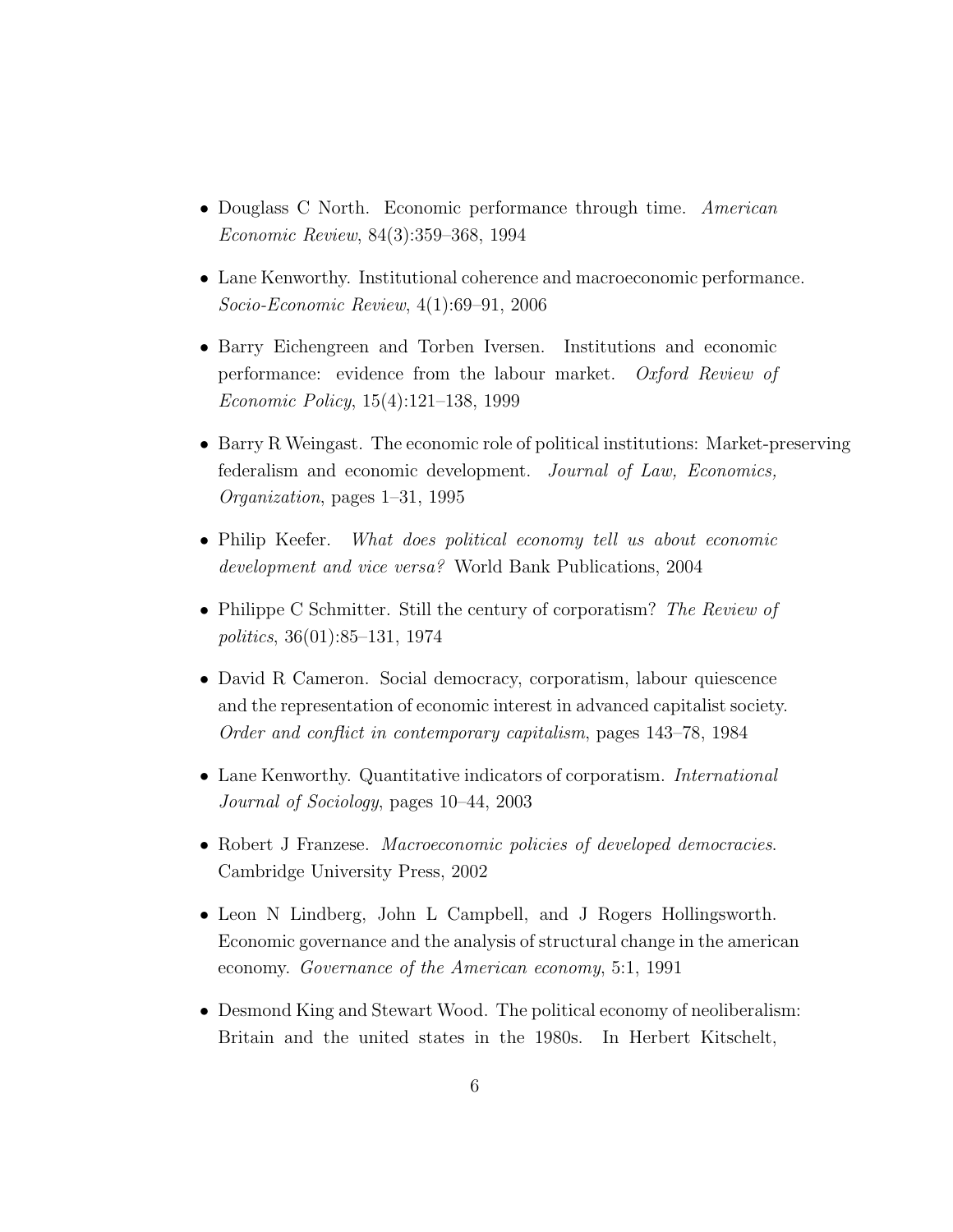- Douglass C North. Economic performance through time. *American Economic Review*, 84(3):359–368, 1994

- Lane Kenworthy. Institutional coherence and macroeconomic performance. *Socio-Economic Review*, 4(1):69–91, 2006

- Barry Eichengreen and Torben Iversen. Institutions and economic performance: evidence from the labour market. *Oxford Review of Economic Policy*, 15(4):121–138, 1999

- Barry R Weingast. The economic role of political institutions: Market-preserving federalism and economic development. *Journal of Law, Economics, Organization*, pages 1–31, 1995

- Philip Keefer. *What does political economy tell us about economic development and vice versa?* World Bank Publications, 2004

- Philippe C Schmitter. Still the century of corporatism? *The Review of politics*, 36(01):85–131, 1974

- David R Cameron. Social democracy, corporatism, labour quiescence and the representation of economic interest in advanced capitalist society. *Order and conflict in contemporary capitalism*, pages 143–78, 1984

- Lane Kenworthy. Quantitative indicators of corporatism. *International Journal of Sociology*, pages 10–44, 2003

- Robert J Franzese. *Macroeconomic policies of developed democracies*. Cambridge University Press, 2002

- Leon N Lindberg, John L Campbell, and J Rogers Hollingsworth. Economic governance and the analysis of structural change in the american economy. *Governance of the American economy*, 5:1, 1991

- Desmond King and Stewart Wood. The political economy of neoliberalism: Britain and the united states in the 1980s. In Herbert Kitschelt,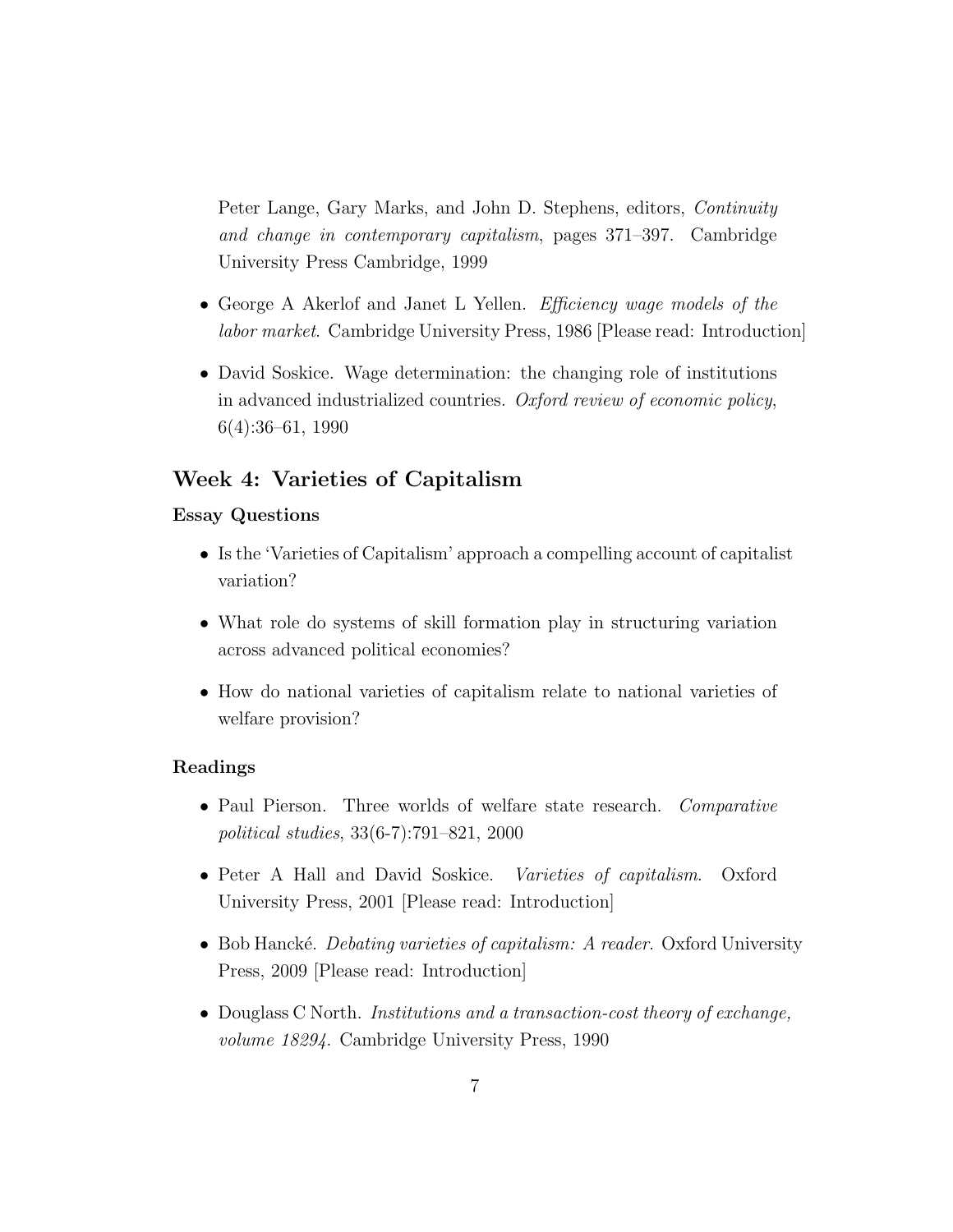Peter Lange, Gary Marks, and John D. Stephens, editors, *Continuity and change in contemporary capitalism*, pages 371–397. Cambridge University Press Cambridge, 1999

- George A Akerlof and Janet L Yellen. *Efficiency wage models of the labor market*. Cambridge University Press, 1986 [Please read: Introduction]
- David Soskice. Wage determination: the changing role of institutions in advanced industrialized countries. *Oxford review of economic policy*, 6(4):36–61, 1990

## Week 4: Varieties of Capitalism

### Essay Questions

- Is the 'Varieties of Capitalism' approach a compelling account of capitalist variation?
- What role do systems of skill formation play in structuring variation across advanced political economies?
- How do national varieties of capitalism relate to national varieties of welfare provision?

### Readings

- Paul Pierson. Three worlds of welfare state research. *Comparative political studies*, 33(6-7):791–821, 2000
- Peter A Hall and David Soskice. *Varieties of capitalism*. Oxford University Press, 2001 [Please read: Introduction]
- Bob Hancké. *Debating varieties of capitalism: A reader*. Oxford University Press, 2009 [Please read: Introduction]
- Douglass C North. *Institutions and a transaction-cost theory of exchange, volume 18294*. Cambridge University Press, 1990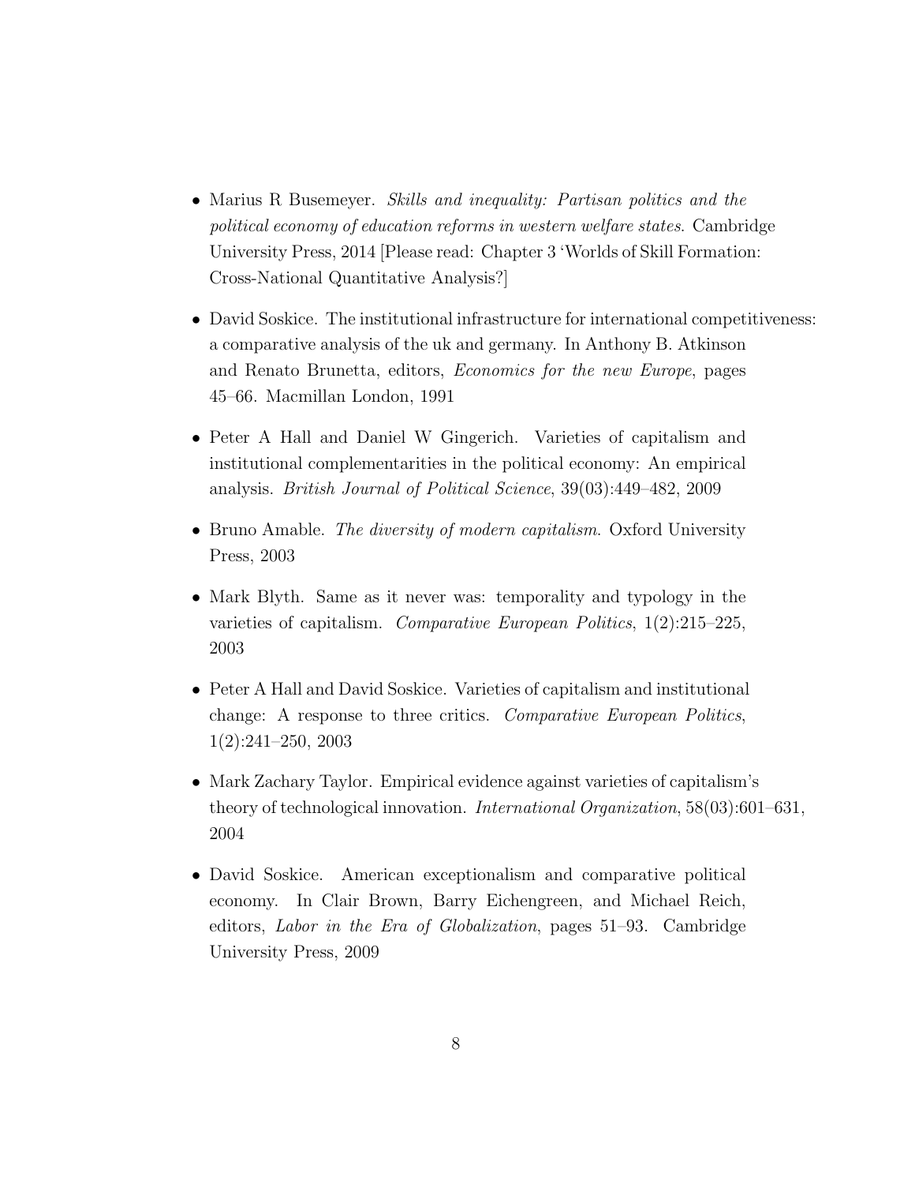- Marius R Busemeyer. *Skills and inequality: Partisan politics and the political economy of education reforms in western welfare states*. Cambridge University Press, 2014 [Please read: Chapter 3 'Worlds of Skill Formation: Cross-National Quantitative Analysis?]

- David Soskice. The institutional infrastructure for international competitiveness: a comparative analysis of the uk and germany. In Anthony B. Atkinson and Renato Brunetta, editors, *Economics for the new Europe*, pages 45–66. Macmillan London, 1991

- Peter A Hall and Daniel W Gingerich. Varieties of capitalism and institutional complementarities in the political economy: An empirical analysis. *British Journal of Political Science*, 39(03):449–482, 2009

- Bruno Amable. *The diversity of modern capitalism*. Oxford University Press, 2003

- Mark Blyth. Same as it never was: temporality and typology in the varieties of capitalism. *Comparative European Politics*, 1(2):215–225, 2003

- Peter A Hall and David Soskice. Varieties of capitalism and institutional change: A response to three critics. *Comparative European Politics*, 1(2):241–250, 2003

- Mark Zachary Taylor. Empirical evidence against varieties of capitalism's theory of technological innovation. *International Organization*, 58(03):601–631, 2004

- David Soskice. American exceptionalism and comparative political economy. In Clair Brown, Barry Eichengreen, and Michael Reich, editors, *Labor in the Era of Globalization*, pages 51–93. Cambridge University Press, 2009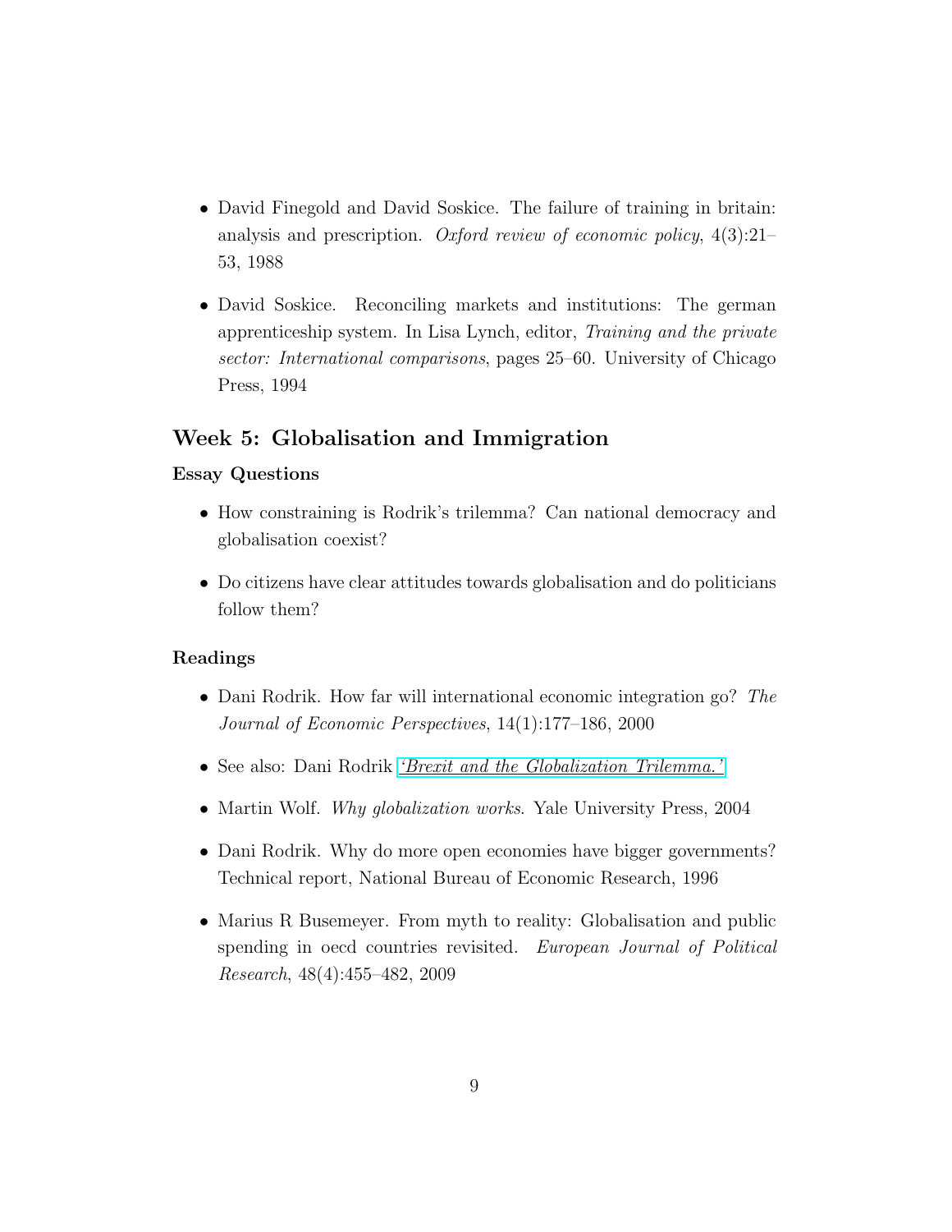- David Finegold and David Soskice. The failure of training in britain: analysis and prescription. *Oxford review of economic policy*, 4(3):21–53, 1988

- David Soskice. Reconciling markets and institutions: The german apprenticeship system. In Lisa Lynch, editor, *Training and the private sector: International comparisons*, pages 25–60. University of Chicago Press, 1994

## Week 5: Globalisation and Immigration

### Essay Questions

- How constraining is Rodrik's trilemma? Can national democracy and globalisation coexist?

- Do citizens have clear attitudes towards globalisation and do politicians follow them?

### Readings

- Dani Rodrik. How far will international economic integration go? *The Journal of Economic Perspectives*, 14(1):177–186, 2000

- See also: Dani Rodrik *'Brexit and the Globalization Trilemma.'*

- Martin Wolf. *Why globalization works*. Yale University Press, 2004

- Dani Rodrik. Why do more open economies have bigger governments? Technical report, National Bureau of Economic Research, 1996

- Marius R Busemeyer. From myth to reality: Globalisation and public spending in oecd countries revisited. *European Journal of Political Research*, 48(4):455–482, 2009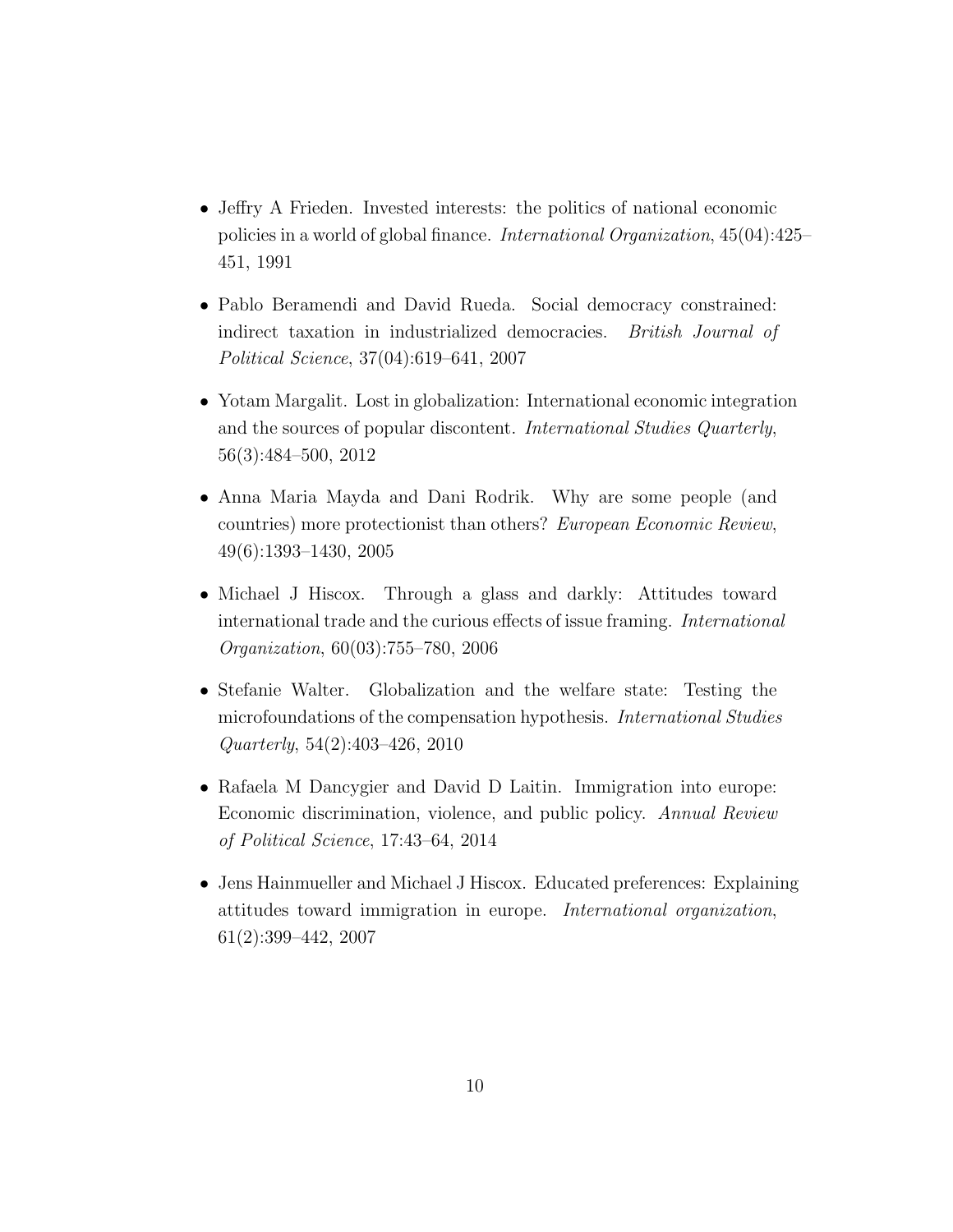- Jeffry A Frieden. Invested interests: the politics of national economic policies in a world of global finance. *International Organization*, 45(04):425–451, 1991

- Pablo Beramendi and David Rueda. Social democracy constrained: indirect taxation in industrialized democracies. *British Journal of Political Science*, 37(04):619–641, 2007

- Yotam Margalit. Lost in globalization: International economic integration and the sources of popular discontent. *International Studies Quarterly*, 56(3):484–500, 2012

- Anna Maria Mayda and Dani Rodrik. Why are some people (and countries) more protectionist than others? *European Economic Review*, 49(6):1393–1430, 2005

- Michael J Hiscox. Through a glass and darkly: Attitudes toward international trade and the curious effects of issue framing. *International Organization*, 60(03):755–780, 2006

- Stefanie Walter. Globalization and the welfare state: Testing the microfoundations of the compensation hypothesis. *International Studies Quarterly*, 54(2):403–426, 2010

- Rafaela M Dancygier and David D Laitin. Immigration into europe: Economic discrimination, violence, and public policy. *Annual Review of Political Science*, 17:43–64, 2014

- Jens Hainmueller and Michael J Hiscox. Educated preferences: Explaining attitudes toward immigration in europe. *International organization*, 61(2):399–442, 2007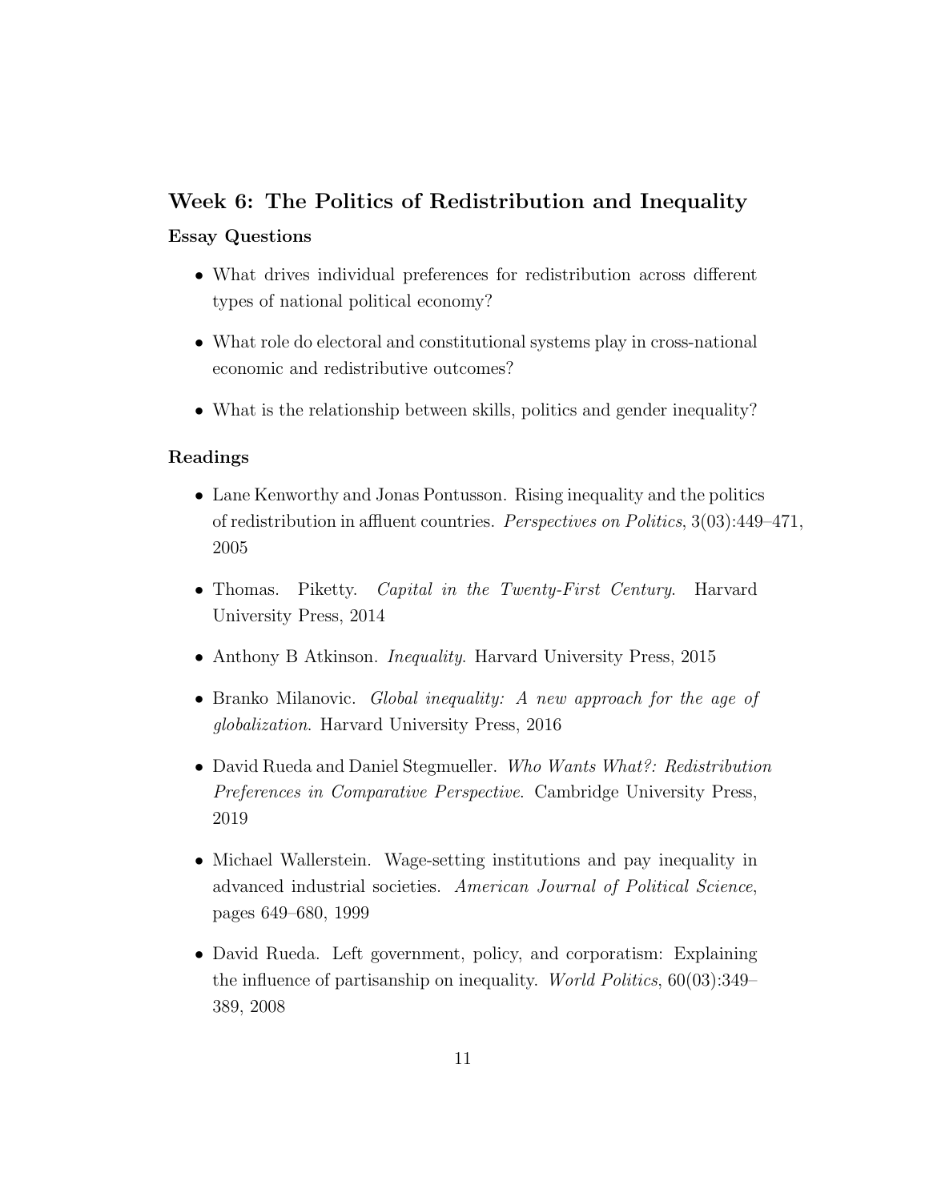## Week 6: The Politics of Redistribution and Inequality

### Essay Questions

- What drives individual preferences for redistribution across different types of national political economy?
- What role do electoral and constitutional systems play in cross-national economic and redistributive outcomes?
- What is the relationship between skills, politics and gender inequality?

### Readings

- Lane Kenworthy and Jonas Pontusson. Rising inequality and the politics of redistribution in affluent countries. *Perspectives on Politics*, 3(03):449–471, 2005
- Thomas. Piketty. *Capital in the Twenty-First Century*. Harvard University Press, 2014
- Anthony B Atkinson. *Inequality*. Harvard University Press, 2015
- Branko Milanovic. *Global inequality: A new approach for the age of globalization*. Harvard University Press, 2016
- David Rueda and Daniel Stegmueller. *Who Wants What?: Redistribution Preferences in Comparative Perspective*. Cambridge University Press, 2019
- Michael Wallerstein. Wage-setting institutions and pay inequality in advanced industrial societies. *American Journal of Political Science*, pages 649–680, 1999
- David Rueda. Left government, policy, and corporatism: Explaining the influence of partisanship on inequality. *World Politics*, 60(03):349–389, 2008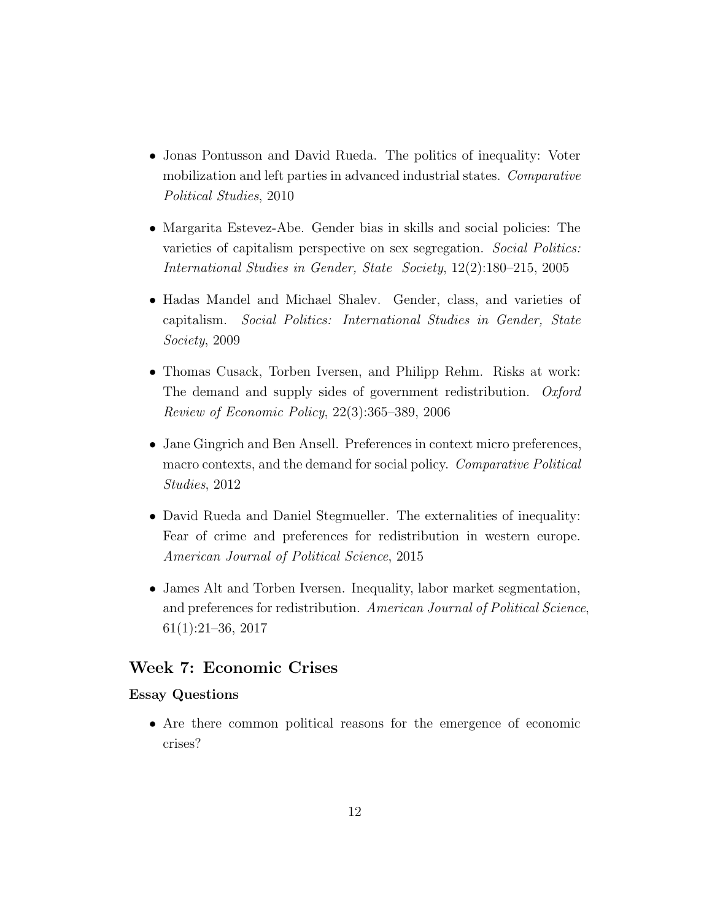- Jonas Pontusson and David Rueda. The politics of inequality: Voter mobilization and left parties in advanced industrial states. *Comparative Political Studies*, 2010

- Margarita Estevez-Abe. Gender bias in skills and social policies: The varieties of capitalism perspective on sex segregation. *Social Politics: International Studies in Gender, State  Society*, 12(2):180–215, 2005

- Hadas Mandel and Michael Shalev. Gender, class, and varieties of capitalism. *Social Politics: International Studies in Gender, State Society*, 2009

- Thomas Cusack, Torben Iversen, and Philipp Rehm. Risks at work: The demand and supply sides of government redistribution. *Oxford Review of Economic Policy*, 22(3):365–389, 2006

- Jane Gingrich and Ben Ansell. Preferences in context micro preferences, macro contexts, and the demand for social policy. *Comparative Political Studies*, 2012

- David Rueda and Daniel Stegmueller. The externalities of inequality: Fear of crime and preferences for redistribution in western europe. *American Journal of Political Science*, 2015

- James Alt and Torben Iversen. Inequality, labor market segmentation, and preferences for redistribution. *American Journal of Political Science*, 61(1):21–36, 2017

## Week 7: Economic Crises

### Essay Questions

- Are there common political reasons for the emergence of economic crises?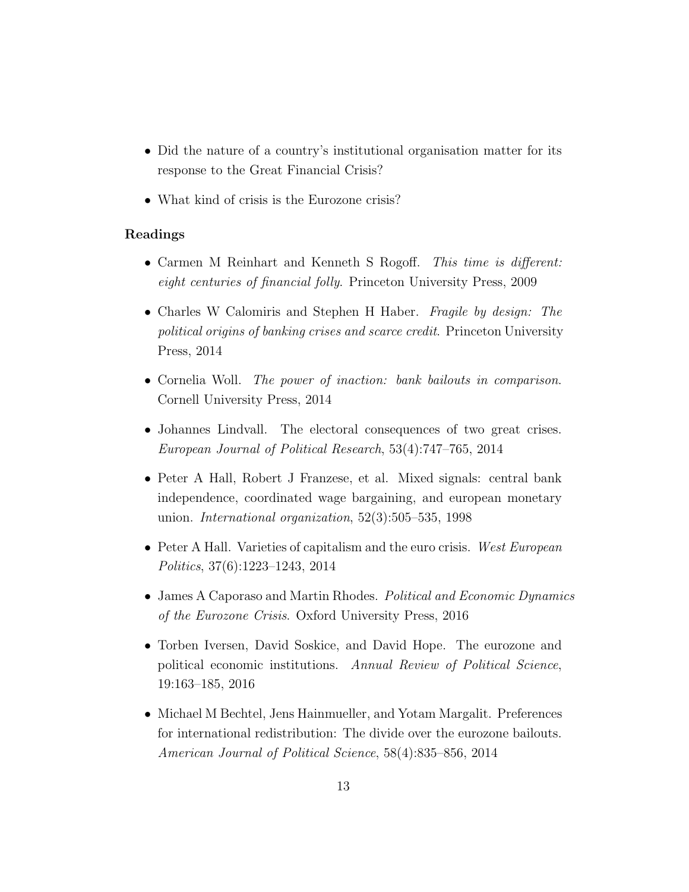- Did the nature of a country's institutional organisation matter for its response to the Great Financial Crisis?
- What kind of crisis is the Eurozone crisis?

**Readings**

- Carmen M Reinhart and Kenneth S Rogoff. *This time is different: eight centuries of financial folly*. Princeton University Press, 2009
- Charles W Calomiris and Stephen H Haber. *Fragile by design: The political origins of banking crises and scarce credit*. Princeton University Press, 2014
- Cornelia Woll. *The power of inaction: bank bailouts in comparison*. Cornell University Press, 2014
- Johannes Lindvall. The electoral consequences of two great crises. *European Journal of Political Research*, 53(4):747–765, 2014
- Peter A Hall, Robert J Franzese, et al. Mixed signals: central bank independence, coordinated wage bargaining, and european monetary union. *International organization*, 52(3):505–535, 1998
- Peter A Hall. Varieties of capitalism and the euro crisis. *West European Politics*, 37(6):1223–1243, 2014
- James A Caporaso and Martin Rhodes. *Political and Economic Dynamics of the Eurozone Crisis*. Oxford University Press, 2016
- Torben Iversen, David Soskice, and David Hope. The eurozone and political economic institutions. *Annual Review of Political Science*, 19:163–185, 2016
- Michael M Bechtel, Jens Hainmueller, and Yotam Margalit. Preferences for international redistribution: The divide over the eurozone bailouts. *American Journal of Political Science*, 58(4):835–856, 2014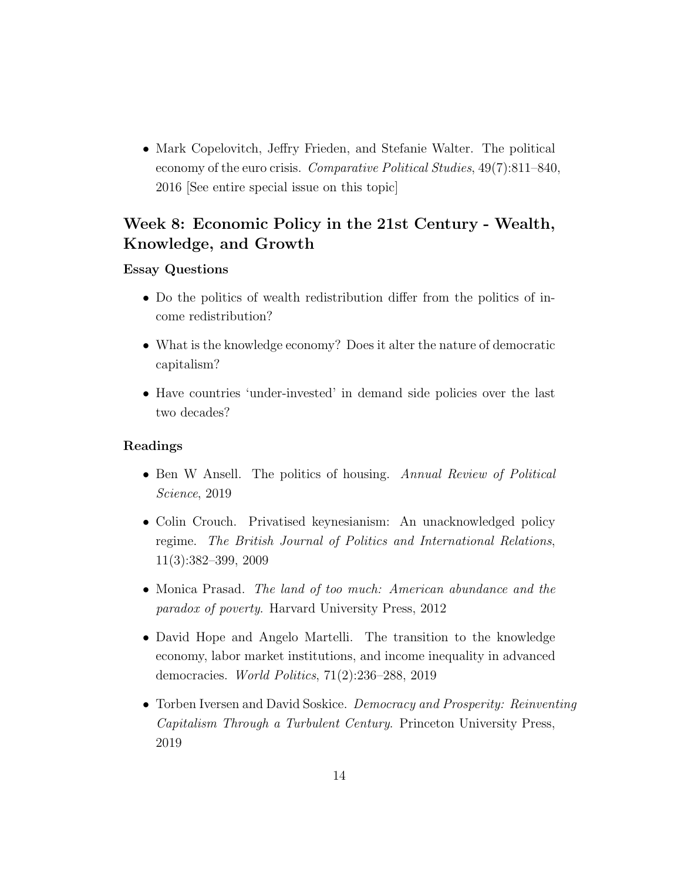- Mark Copelovitch, Jeffry Frieden, and Stefanie Walter. The political economy of the euro crisis. *Comparative Political Studies*, 49(7):811–840, 2016 [See entire special issue on this topic]

## Week 8: Economic Policy in the 21st Century - Wealth, Knowledge, and Growth

### Essay Questions

- Do the politics of wealth redistribution differ from the politics of income redistribution?
- What is the knowledge economy? Does it alter the nature of democratic capitalism?
- Have countries 'under-invested' in demand side policies over the last two decades?

### Readings

- Ben W Ansell. The politics of housing. *Annual Review of Political Science*, 2019
- Colin Crouch. Privatised keynesianism: An unacknowledged policy regime. *The British Journal of Politics and International Relations*, 11(3):382–399, 2009
- Monica Prasad. *The land of too much: American abundance and the paradox of poverty*. Harvard University Press, 2012
- David Hope and Angelo Martelli. The transition to the knowledge economy, labor market institutions, and income inequality in advanced democracies. *World Politics*, 71(2):236–288, 2019
- Torben Iversen and David Soskice. *Democracy and Prosperity: Reinventing Capitalism Through a Turbulent Century*. Princeton University Press, 2019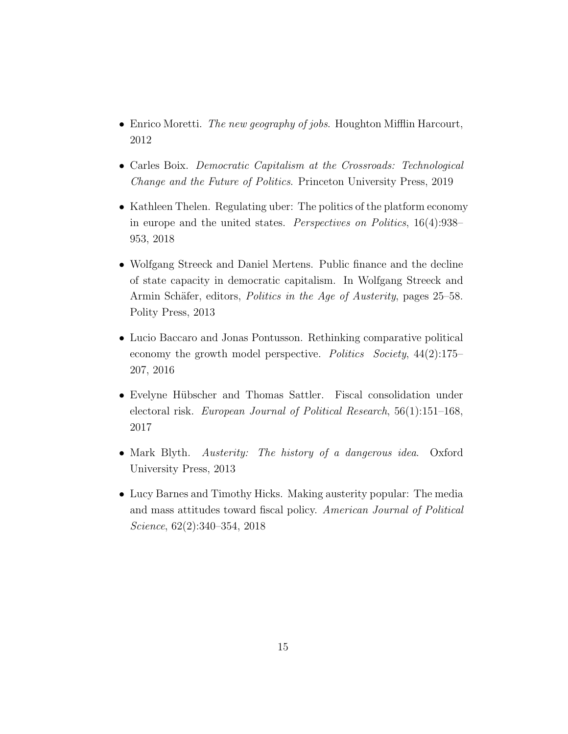- Enrico Moretti. *The new geography of jobs*. Houghton Mifflin Harcourt, 2012

- Carles Boix. *Democratic Capitalism at the Crossroads: Technological Change and the Future of Politics*. Princeton University Press, 2019

- Kathleen Thelen. Regulating uber: The politics of the platform economy in europe and the united states. *Perspectives on Politics*, 16(4):938–953, 2018

- Wolfgang Streeck and Daniel Mertens. Public finance and the decline of state capacity in democratic capitalism. In Wolfgang Streeck and Armin Schäfer, editors, *Politics in the Age of Austerity*, pages 25–58. Polity Press, 2013

- Lucio Baccaro and Jonas Pontusson. Rethinking comparative political economy the growth model perspective. *Politics Society*, 44(2):175–207, 2016

- Evelyne Hübscher and Thomas Sattler. Fiscal consolidation under electoral risk. *European Journal of Political Research*, 56(1):151–168, 2017

- Mark Blyth. *Austerity: The history of a dangerous idea*. Oxford University Press, 2013

- Lucy Barnes and Timothy Hicks. Making austerity popular: The media and mass attitudes toward fiscal policy. *American Journal of Political Science*, 62(2):340–354, 2018